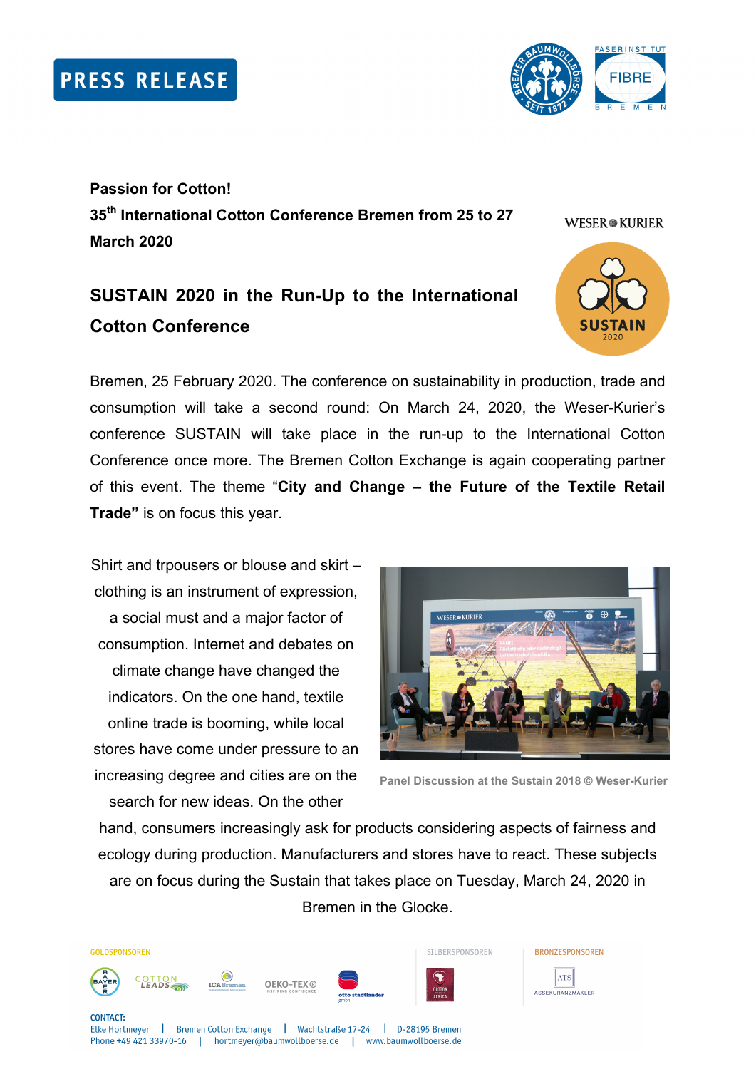PRESS RELEASE

**Passion for Cotton!**

**35th International Cotton Conference Bremen from 25 to 27 March 2020**

## SUSTAIN 2020 in the Run-Up to the International Cotton Conference

Bremen, 25 February 2020. The conference on sustainability in production, trade and consumption will take a second round: On March 24, 2020, the Weser-Kurier's conference SUSTAIN will take place in the run-up to the International Cotton Conference once more. The Bremen Cotton Exchange is again cooperating partner of this event. The theme "**City and Change – the Future of the Textile Retail Trade"** is on focus this year.

Shirt and trpousers or blouse and skirt – clothing is an instrument of expression, a social must and a major factor of consumption. Internet and debates on climate change have changed the indicators. On the one hand, textile online trade is booming, while local stores have come under pressure to an increasing degree and cities are on the search for new ideas. On the other hand, consumers increasingly ask for products considering aspects of fairness and ecology during production. Manufacturers and stores have to react. These subjects are on focus during the Sustain that takes place on Tuesday, March 24, 2020 in Bremen in the Glocke.

Panel Discussion at the Sustain 2018 © Weser-Kurier

GOLDSPONSOREN | SILBERSPONSOREN | BRONZESPONSOREN

CONTACT:
Elke Hortmeyer | Bremen Cotton Exchange | Wachtstraße 17-24 | D-28195 Bremen
Phone +49 421 33970-16 | hortmeyer@baumwollboerse.de | www.baumwollboerse.de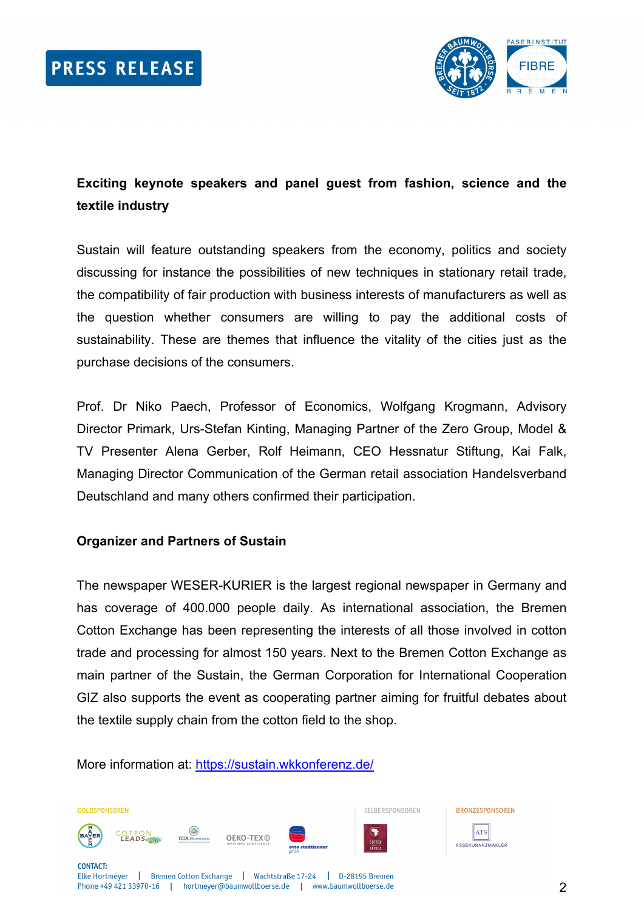**Exciting keynote speakers and panel guest from fashion, science and the textile industry**

Sustain will feature outstanding speakers from the economy, politics and society discussing for instance the possibilities of new techniques in stationary retail trade, the compatibility of fair production with business interests of manufacturers as well as the question whether consumers are willing to pay the additional costs of sustainability. These are themes that influence the vitality of the cities just as the purchase decisions of the consumers.

Prof. Dr Niko Paech, Professor of Economics, Wolfgang Krogmann, Advisory Director Primark, Urs-Stefan Kinting, Managing Partner of the Zero Group, Model & TV Presenter Alena Gerber, Rolf Heimann, CEO Hessnatur Stiftung, Kai Falk, Managing Director Communication of the German retail association Handelsverband Deutschland and many others confirmed their participation.

**Organizer and Partners of Sustain**

The newspaper WESER-KURIER is the largest regional newspaper in Germany and has coverage of 400.000 people daily. As international association, the Bremen Cotton Exchange has been representing the interests of all those involved in cotton trade and processing for almost 150 years. Next to the Bremen Cotton Exchange as main partner of the Sustain, the German Corporation for International Cooperation GIZ also supports the event as cooperating partner aiming for fruitful debates about the textile supply chain from the cotton field to the shop.

More information at: https://sustain.wkkonferenz.de/

GOLDSPONSOREN | SILBERSPONSOREN | BRONZESPONSOREN

CONTACT:
Elke Hortmeyer | Bremen Cotton Exchange | Wachtstraße 17-24 | D-28195 Bremen
Phone +49 421 33970-16 | hortmeyer@baumwollboerse.de | www.baumwollboerse.de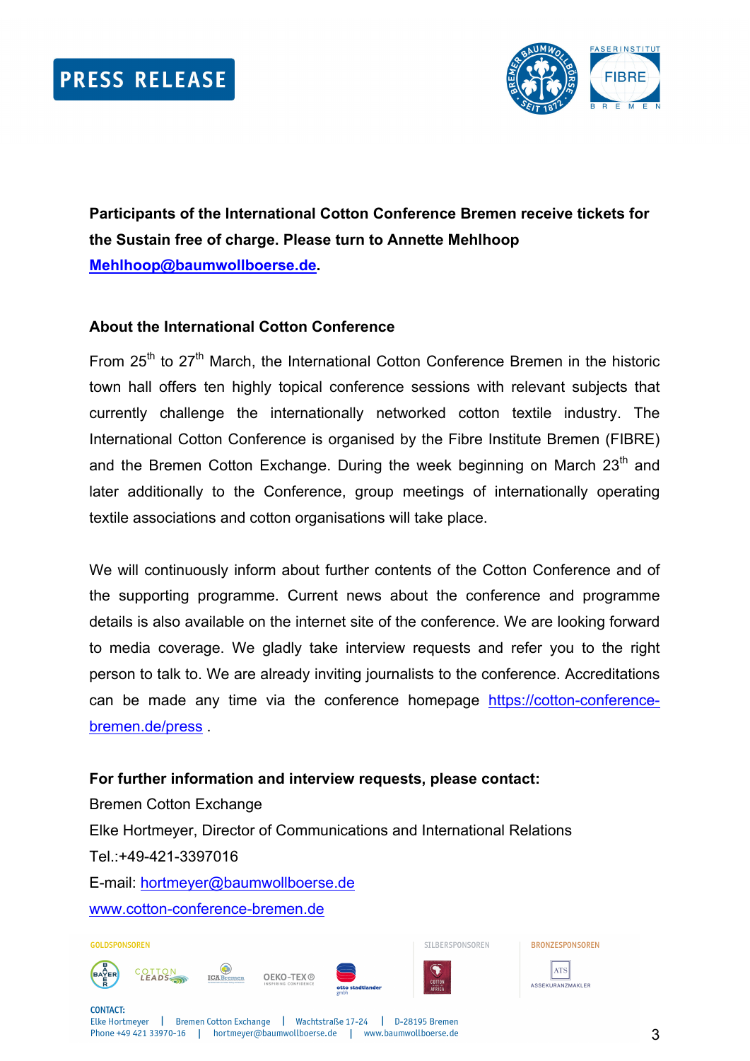**Participants of the International Cotton Conference Bremen receive tickets for the Sustain free of charge. Please turn to Annette Mehlhoop Mehlhoop@baumwollboerse.de.**

**About the International Cotton Conference**

From 25th to 27th March, the International Cotton Conference Bremen in the historic town hall offers ten highly topical conference sessions with relevant subjects that currently challenge the internationally networked cotton textile industry. The International Cotton Conference is organised by the Fibre Institute Bremen (FIBRE) and the Bremen Cotton Exchange. During the week beginning on March 23th and later additionally to the Conference, group meetings of internationally operating textile associations and cotton organisations will take place.

We will continuously inform about further contents of the Cotton Conference and of the supporting programme. Current news about the conference and programme details is also available on the internet site of the conference. We are looking forward to media coverage. We gladly take interview requests and refer you to the right person to talk to. We are already inviting journalists to the conference. Accreditations can be made any time via the conference homepage https://cotton-conference-bremen.de/press .

**For further information and interview requests, please contact:**
Bremen Cotton Exchange
Elke Hortmeyer, Director of Communications and International Relations
Tel.:+49-421-3397016
E-mail: hortmeyer@baumwollboerse.de
www.cotton-conference-bremen.de

GOLDSPONSOREN | SILBERSPONSOREN | BRONZESPONSOREN

CONTACT:
Elke Hortmeyer | Bremen Cotton Exchange | Wachtstraße 17-24 | D-28195 Bremen
Phone +49 421 33970-16 | hortmeyer@baumwollboerse.de | www.baumwollboerse.de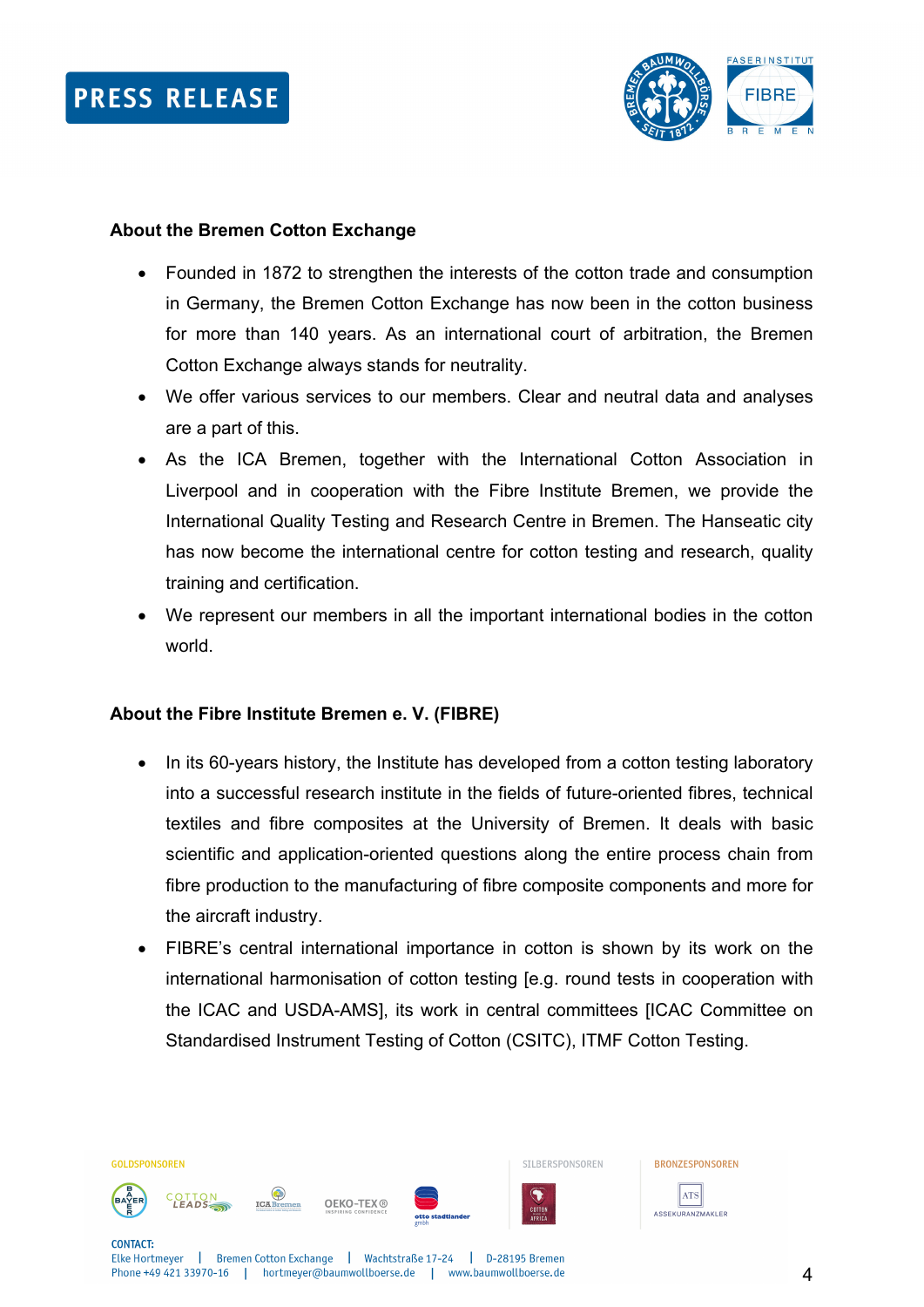## About the Bremen Cotton Exchange

- Founded in 1872 to strengthen the interests of the cotton trade and consumption in Germany, the Bremen Cotton Exchange has now been in the cotton business for more than 140 years. As an international court of arbitration, the Bremen Cotton Exchange always stands for neutrality.
- We offer various services to our members. Clear and neutral data and analyses are a part of this.
- As the ICA Bremen, together with the International Cotton Association in Liverpool and in cooperation with the Fibre Institute Bremen, we provide the International Quality Testing and Research Centre in Bremen. The Hanseatic city has now become the international centre for cotton testing and research, quality training and certification.
- We represent our members in all the important international bodies in the cotton world.

## About the Fibre Institute Bremen e. V. (FIBRE)

- In its 60-years history, the Institute has developed from a cotton testing laboratory into a successful research institute in the fields of future-oriented fibres, technical textiles and fibre composites at the University of Bremen. It deals with basic scientific and application-oriented questions along the entire process chain from fibre production to the manufacturing of fibre composite components and more for the aircraft industry.
- FIBRE's central international importance in cotton is shown by its work on the international harmonisation of cotton testing [e.g. round tests in cooperation with the ICAC and USDA-AMS], its work in central committees [ICAC Committee on Standardised Instrument Testing of Cotton (CSITC), ITMF Cotton Testing.

GOLDSPONSOREN | SILBERSPONSOREN | BRONZESPONSOREN

CONTACT:
Elke Hortmeyer | Bremen Cotton Exchange | Wachtstraße 17-24 | D-28195 Bremen
Phone +49 421 33970-16 | hortmeyer@baumwollboerse.de | www.baumwollboerse.de